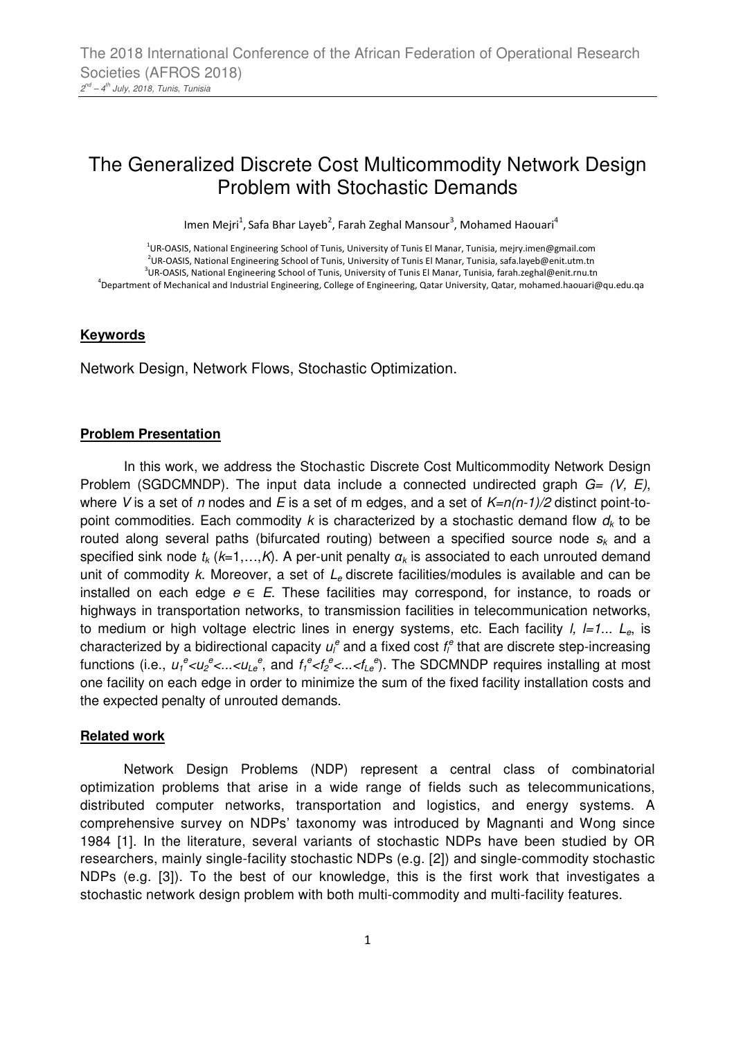# The Generalized Discrete Cost Multicommodity Network Design Problem with Stochastic Demands

Imen Mejri[1], Safa Bhar Layeb[2], Farah Zeghal Mansour[3], Mohamed Haouari[4]

[1]UR-OASIS, National Engineering School of Tunis, University of Tunis El Manar, Tunisia, mejry.imen@gmail.com
[2]UR-OASIS, National Engineering School of Tunis, University of Tunis El Manar, Tunisia, safa.layeb@enit.utm.tn
[3]UR-OASIS, National Engineering School of Tunis, University of Tunis El Manar, Tunisia, farah.zeghal@enit.rnu.tn
[4]Department of Mechanical and Industrial Engineering, College of Engineering, Qatar University, Qatar, mohamed.haouari@qu.edu.qa

## Keywords

Network Design, Network Flows, Stochastic Optimization.

## Problem Presentation

In this work, we address the Stochastic Discrete Cost Multicommodity Network Design Problem (SGDCMNDP). The input data include a connected undirected graph $G= (V, E)$, where $V$ is a set of $n$ nodes and $E$ is a set of m edges, and a set of $K=n(n-1)/2$ distinct point-to-point commodities. Each commodity $k$ is characterized by a stochastic demand flow $d_k$ to be routed along several paths (bifurcated routing) between a specified source node $s_k$ and a specified sink node $t_k$ ($k$=1,…,$K$). A per-unit penalty $\alpha_k$ is associated to each unrouted demand unit of commodity $k$. Moreover, a set of $L_e$ discrete facilities/modules is available and can be installed on each edge $e \in E$. These facilities may correspond, for instance, to roads or highways in transportation networks, to transmission facilities in telecommunication networks, to medium or high voltage electric lines in energy systems, etc. Each facility $l$, $l=1... L_e$, is characterized by a bidirectional capacity $u_l^e$ and a fixed cost $f_l^e$ that are discrete step-increasing functions (i.e., $u_1^e<u_2^e<...<u_{Le}^e$, and $f_1^e<f_2^e<...<f_{Le}^e$). The SDCMNDP requires installing at most one facility on each edge in order to minimize the sum of the fixed facility installation costs and the expected penalty of unrouted demands.

## Related work

Network Design Problems (NDP) represent a central class of combinatorial optimization problems that arise in a wide range of fields such as telecommunications, distributed computer networks, transportation and logistics, and energy systems. A comprehensive survey on NDPs' taxonomy was introduced by Magnanti and Wong since 1984 [1]. In the literature, several variants of stochastic NDPs have been studied by OR researchers, mainly single-facility stochastic NDPs (e.g. [2]) and single-commodity stochastic NDPs (e.g. [3]). To the best of our knowledge, this is the first work that investigates a stochastic network design problem with both multi-commodity and multi-facility features.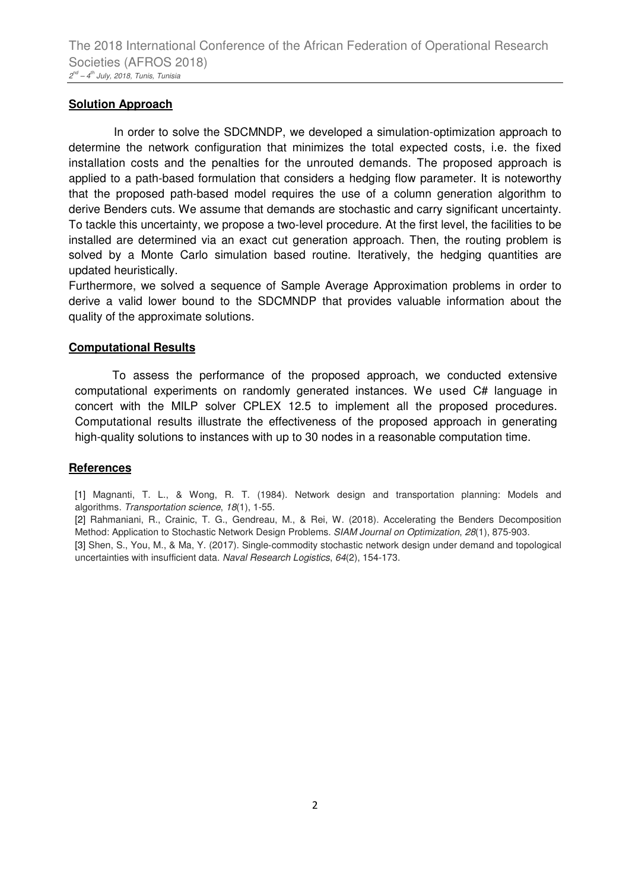## Solution Approach

In order to solve the SDCMNDP, we developed a simulation-optimization approach to determine the network configuration that minimizes the total expected costs, i.e. the fixed installation costs and the penalties for the unrouted demands. The proposed approach is applied to a path-based formulation that considers a hedging flow parameter. It is noteworthy that the proposed path-based model requires the use of a column generation algorithm to derive Benders cuts. We assume that demands are stochastic and carry significant uncertainty. To tackle this uncertainty, we propose a two-level procedure. At the first level, the facilities to be installed are determined via an exact cut generation approach. Then, the routing problem is solved by a Monte Carlo simulation based routine. Iteratively, the hedging quantities are updated heuristically.

Furthermore, we solved a sequence of Sample Average Approximation problems in order to derive a valid lower bound to the SDCMNDP that provides valuable information about the quality of the approximate solutions.

## Computational Results

To assess the performance of the proposed approach, we conducted extensive computational experiments on randomly generated instances. We used C# language in concert with the MILP solver CPLEX 12.5 to implement all the proposed procedures. Computational results illustrate the effectiveness of the proposed approach in generating high-quality solutions to instances with up to 30 nodes in a reasonable computation time.

## References

[1] Magnanti, T. L., & Wong, R. T. (1984). Network design and transportation planning: Models and algorithms. *Transportation science*, *18*(1), 1-55.

[2] Rahmaniani, R., Crainic, T. G., Gendreau, M., & Rei, W. (2018). Accelerating the Benders Decomposition Method: Application to Stochastic Network Design Problems. *SIAM Journal on Optimization*, *28*(1), 875-903.

[3] Shen, S., You, M., & Ma, Y. (2017). Single-commodity stochastic network design under demand and topological uncertainties with insufficient data. *Naval Research Logistics*, *64*(2), 154-173.